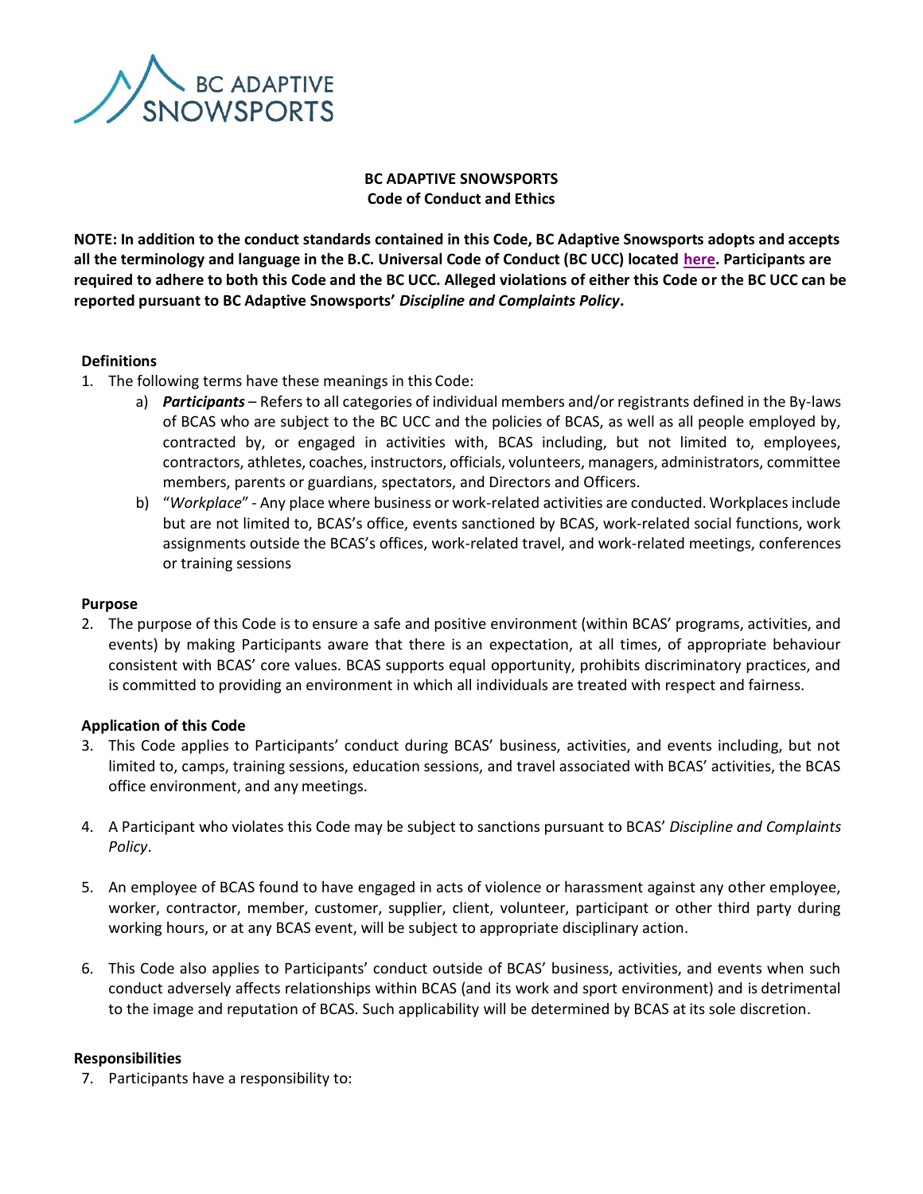# BC ADAPTIVE SNOWSPORTS
## Code of Conduct and Ethics

**NOTE: In addition to the conduct standards contained in this Code, BC Adaptive Snowsports adopts and accepts all the terminology and language in the B.C. Universal Code of Conduct (BC UCC) located here. Participants are required to adhere to both this Code and the BC UCC. Alleged violations of either this Code or the BC UCC can be reported pursuant to BC Adaptive Snowsports' *Discipline and Complaints Policy*.**

### Definitions

1. The following terms have these meanings in this Code:
    a) ***Participants*** – Refers to all categories of individual members and/or registrants defined in the By-laws of BCAS who are subject to the BC UCC and the policies of BCAS, as well as all people employed by, contracted by, or engaged in activities with, BCAS including, but not limited to, employees, contractors, athletes, coaches, instructors, officials, volunteers, managers, administrators, committee members, parents or guardians, spectators, and Directors and Officers.
    b) "*Workplace*" - Any place where business or work-related activities are conducted. Workplaces include but are not limited to, BCAS's office, events sanctioned by BCAS, work-related social functions, work assignments outside the BCAS's offices, work-related travel, and work-related meetings, conferences or training sessions

### Purpose

2. The purpose of this Code is to ensure a safe and positive environment (within BCAS' programs, activities, and events) by making Participants aware that there is an expectation, at all times, of appropriate behaviour consistent with BCAS' core values. BCAS supports equal opportunity, prohibits discriminatory practices, and is committed to providing an environment in which all individuals are treated with respect and fairness.

### Application of this Code

3. This Code applies to Participants' conduct during BCAS' business, activities, and events including, but not limited to, camps, training sessions, education sessions, and travel associated with BCAS' activities, the BCAS office environment, and any meetings.

4. A Participant who violates this Code may be subject to sanctions pursuant to BCAS' *Discipline and Complaints Policy*.

5. An employee of BCAS found to have engaged in acts of violence or harassment against any other employee, worker, contractor, member, customer, supplier, client, volunteer, participant or other third party during working hours, or at any BCAS event, will be subject to appropriate disciplinary action.

6. This Code also applies to Participants' conduct outside of BCAS' business, activities, and events when such conduct adversely affects relationships within BCAS (and its work and sport environment) and is detrimental to the image and reputation of BCAS. Such applicability will be determined by BCAS at its sole discretion.

### Responsibilities

7. Participants have a responsibility to: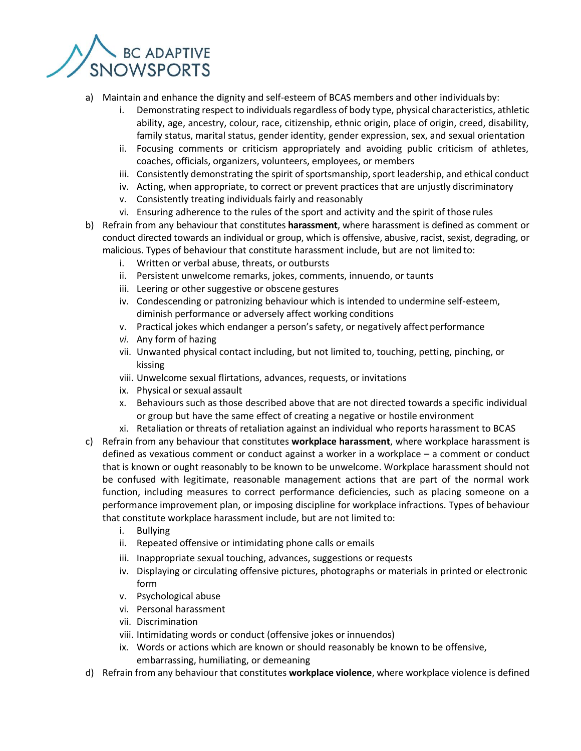a) Maintain and enhance the dignity and self-esteem of BCAS members and other individuals by:
   i. Demonstrating respect to individuals regardless of body type, physical characteristics, athletic ability, age, ancestry, colour, race, citizenship, ethnic origin, place of origin, creed, disability, family status, marital status, gender identity, gender expression, sex, and sexual orientation
   ii. Focusing comments or criticism appropriately and avoiding public criticism of athletes, coaches, officials, organizers, volunteers, employees, or members
   iii. Consistently demonstrating the spirit of sportsmanship, sport leadership, and ethical conduct
   iv. Acting, when appropriate, to correct or prevent practices that are unjustly discriminatory
   v. Consistently treating individuals fairly and reasonably
   vi. Ensuring adherence to the rules of the sport and activity and the spirit of those rules
b) Refrain from any behaviour that constitutes **harassment**, where harassment is defined as comment or conduct directed towards an individual or group, which is offensive, abusive, racist, sexist, degrading, or malicious. Types of behaviour that constitute harassment include, but are not limited to:
   i. Written or verbal abuse, threats, or outbursts
   ii. Persistent unwelcome remarks, jokes, comments, innuendo, or taunts
   iii. Leering or other suggestive or obscene gestures
   iv. Condescending or patronizing behaviour which is intended to undermine self-esteem, diminish performance or adversely affect working conditions
   v. Practical jokes which endanger a person's safety, or negatively affect performance
   *vi.* Any form of hazing
   vii. Unwanted physical contact including, but not limited to, touching, petting, pinching, or kissing
   viii. Unwelcome sexual flirtations, advances, requests, or invitations
   ix. Physical or sexual assault
   x. Behaviours such as those described above that are not directed towards a specific individual or group but have the same effect of creating a negative or hostile environment
   xi. Retaliation or threats of retaliation against an individual who reports harassment to BCAS
c) Refrain from any behaviour that constitutes **workplace harassment**, where workplace harassment is defined as vexatious comment or conduct against a worker in a workplace – a comment or conduct that is known or ought reasonably to be known to be unwelcome. Workplace harassment should not be confused with legitimate, reasonable management actions that are part of the normal work function, including measures to correct performance deficiencies, such as placing someone on a performance improvement plan, or imposing discipline for workplace infractions. Types of behaviour that constitute workplace harassment include, but are not limited to:
   i. Bullying
   ii. Repeated offensive or intimidating phone calls or emails
   iii. Inappropriate sexual touching, advances, suggestions or requests
   iv. Displaying or circulating offensive pictures, photographs or materials in printed or electronic form
   v. Psychological abuse
   vi. Personal harassment
   vii. Discrimination
   viii. Intimidating words or conduct (offensive jokes or innuendos)
   ix. Words or actions which are known or should reasonably be known to be offensive, embarrassing, humiliating, or demeaning
d) Refrain from any behaviour that constitutes **workplace violence**, where workplace violence is defined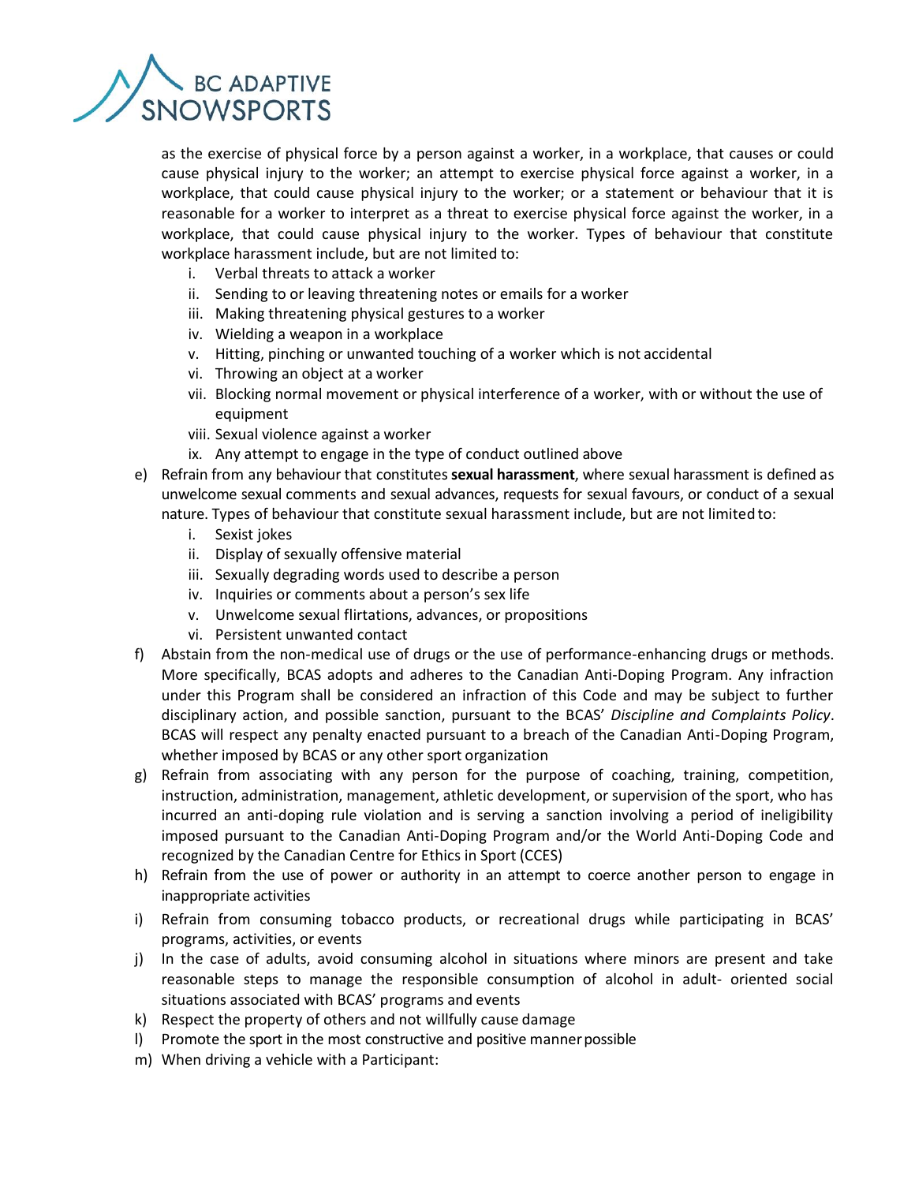as the exercise of physical force by a person against a worker, in a workplace, that causes or could cause physical injury to the worker; an attempt to exercise physical force against a worker, in a workplace, that could cause physical injury to the worker; or a statement or behaviour that it is reasonable for a worker to interpret as a threat to exercise physical force against the worker, in a workplace, that could cause physical injury to the worker. Types of behaviour that constitute workplace harassment include, but are not limited to:

   i. Verbal threats to attack a worker
   ii. Sending to or leaving threatening notes or emails for a worker
   iii. Making threatening physical gestures to a worker
   iv. Wielding a weapon in a workplace
   v. Hitting, pinching or unwanted touching of a worker which is not accidental
   vi. Throwing an object at a worker
   vii. Blocking normal movement or physical interference of a worker, with or without the use of equipment
   viii. Sexual violence against a worker
   ix. Any attempt to engage in the type of conduct outlined above

e) Refrain from any behaviour that constitutes **sexual harassment**, where sexual harassment is defined as unwelcome sexual comments and sexual advances, requests for sexual favours, or conduct of a sexual nature. Types of behaviour that constitute sexual harassment include, but are not limited to:

   i. Sexist jokes
   ii. Display of sexually offensive material
   iii. Sexually degrading words used to describe a person
   iv. Inquiries or comments about a person's sex life
   v. Unwelcome sexual flirtations, advances, or propositions
   vi. Persistent unwanted contact

f) Abstain from the non-medical use of drugs or the use of performance-enhancing drugs or methods. More specifically, BCAS adopts and adheres to the Canadian Anti-Doping Program. Any infraction under this Program shall be considered an infraction of this Code and may be subject to further disciplinary action, and possible sanction, pursuant to the BCAS' *Discipline and Complaints Policy*. BCAS will respect any penalty enacted pursuant to a breach of the Canadian Anti-Doping Program, whether imposed by BCAS or any other sport organization

g) Refrain from associating with any person for the purpose of coaching, training, competition, instruction, administration, management, athletic development, or supervision of the sport, who has incurred an anti-doping rule violation and is serving a sanction involving a period of ineligibility imposed pursuant to the Canadian Anti-Doping Program and/or the World Anti-Doping Code and recognized by the Canadian Centre for Ethics in Sport (CCES)

h) Refrain from the use of power or authority in an attempt to coerce another person to engage in inappropriate activities

i) Refrain from consuming tobacco products, or recreational drugs while participating in BCAS' programs, activities, or events

j) In the case of adults, avoid consuming alcohol in situations where minors are present and take reasonable steps to manage the responsible consumption of alcohol in adult- oriented social situations associated with BCAS' programs and events

k) Respect the property of others and not willfully cause damage

l) Promote the sport in the most constructive and positive manner possible

m) When driving a vehicle with a Participant: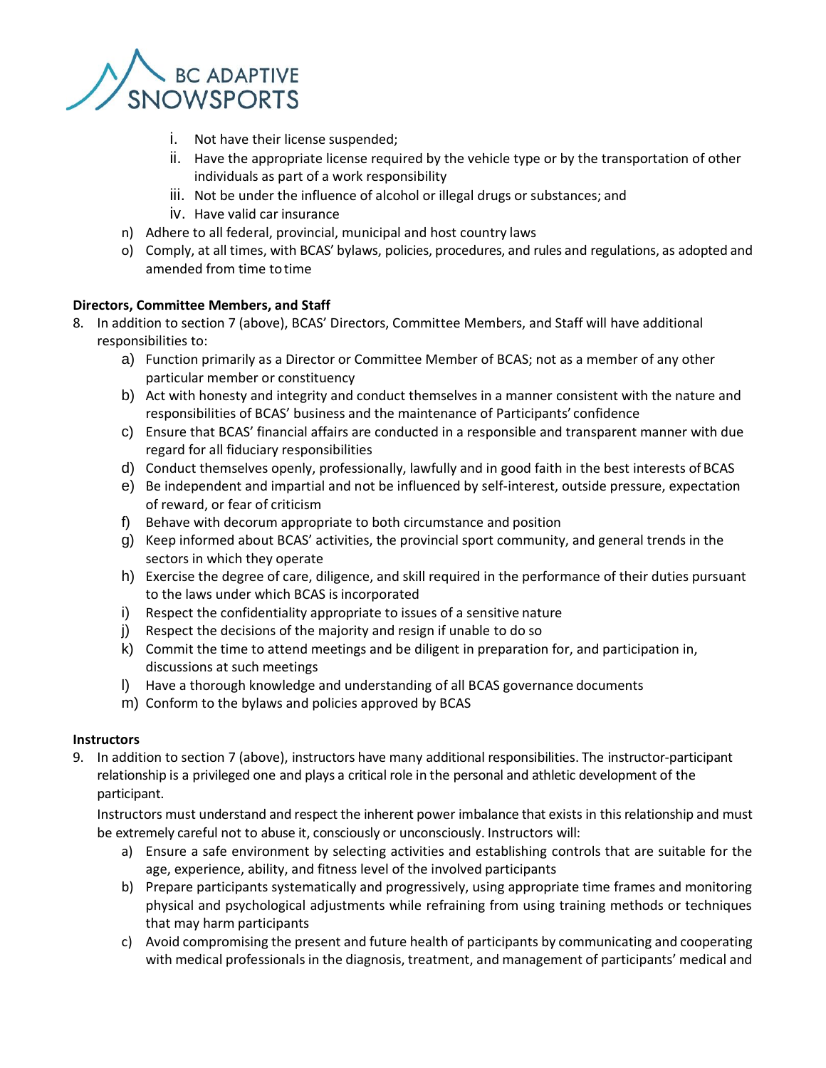i. Not have their license suspended;
ii. Have the appropriate license required by the vehicle type or by the transportation of other individuals as part of a work responsibility
iii. Not be under the influence of alcohol or illegal drugs or substances; and
iv. Have valid car insurance

n) Adhere to all federal, provincial, municipal and host country laws

o) Comply, at all times, with BCAS' bylaws, policies, procedures, and rules and regulations, as adopted and amended from time to time

**Directors, Committee Members, and Staff**

8. In addition to section 7 (above), BCAS' Directors, Committee Members, and Staff will have additional responsibilities to:
   a) Function primarily as a Director or Committee Member of BCAS; not as a member of any other particular member or constituency
   b) Act with honesty and integrity and conduct themselves in a manner consistent with the nature and responsibilities of BCAS' business and the maintenance of Participants' confidence
   c) Ensure that BCAS' financial affairs are conducted in a responsible and transparent manner with due regard for all fiduciary responsibilities
   d) Conduct themselves openly, professionally, lawfully and in good faith in the best interests of BCAS
   e) Be independent and impartial and not be influenced by self-interest, outside pressure, expectation of reward, or fear of criticism
   f) Behave with decorum appropriate to both circumstance and position
   g) Keep informed about BCAS' activities, the provincial sport community, and general trends in the sectors in which they operate
   h) Exercise the degree of care, diligence, and skill required in the performance of their duties pursuant to the laws under which BCAS is incorporated
   i) Respect the confidentiality appropriate to issues of a sensitive nature
   j) Respect the decisions of the majority and resign if unable to do so
   k) Commit the time to attend meetings and be diligent in preparation for, and participation in, discussions at such meetings
   l) Have a thorough knowledge and understanding of all BCAS governance documents
   m) Conform to the bylaws and policies approved by BCAS

**Instructors**

9. In addition to section 7 (above), instructors have many additional responsibilities. The instructor-participant relationship is a privileged one and plays a critical role in the personal and athletic development of the participant.

   Instructors must understand and respect the inherent power imbalance that exists in this relationship and must be extremely careful not to abuse it, consciously or unconsciously. Instructors will:
   a) Ensure a safe environment by selecting activities and establishing controls that are suitable for the age, experience, ability, and fitness level of the involved participants
   b) Prepare participants systematically and progressively, using appropriate time frames and monitoring physical and psychological adjustments while refraining from using training methods or techniques that may harm participants
   c) Avoid compromising the present and future health of participants by communicating and cooperating with medical professionals in the diagnosis, treatment, and management of participants' medical and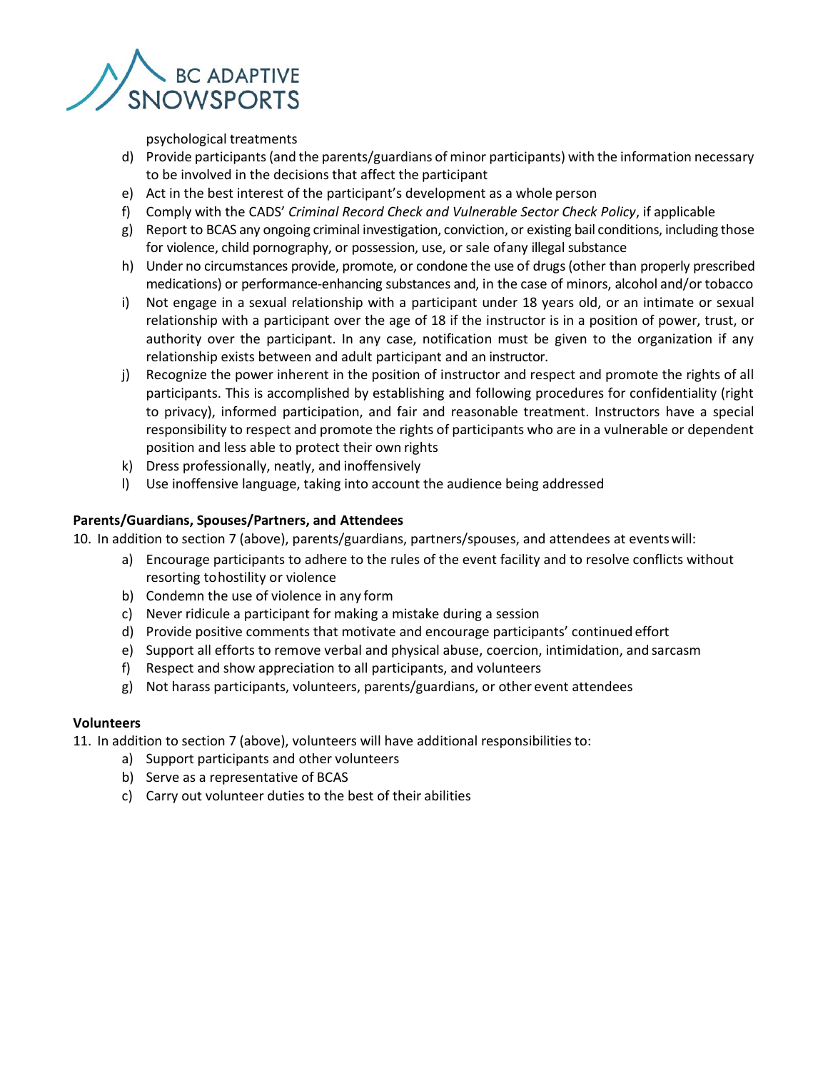psychological treatments

d) Provide participants (and the parents/guardians of minor participants) with the information necessary to be involved in the decisions that affect the participant
e) Act in the best interest of the participant's development as a whole person
f) Comply with the CADS' *Criminal Record Check and Vulnerable Sector Check Policy*, if applicable
g) Report to BCAS any ongoing criminal investigation, conviction, or existing bail conditions, including those for violence, child pornography, or possession, use, or sale of any illegal substance
h) Under no circumstances provide, promote, or condone the use of drugs (other than properly prescribed medications) or performance-enhancing substances and, in the case of minors, alcohol and/or tobacco
i) Not engage in a sexual relationship with a participant under 18 years old, or an intimate or sexual relationship with a participant over the age of 18 if the instructor is in a position of power, trust, or authority over the participant. In any case, notification must be given to the organization if any relationship exists between and adult participant and an instructor.
j) Recognize the power inherent in the position of instructor and respect and promote the rights of all participants. This is accomplished by establishing and following procedures for confidentiality (right to privacy), informed participation, and fair and reasonable treatment. Instructors have a special responsibility to respect and promote the rights of participants who are in a vulnerable or dependent position and less able to protect their own rights
k) Dress professionally, neatly, and inoffensively
l) Use inoffensive language, taking into account the audience being addressed

**Parents/Guardians, Spouses/Partners, and Attendees**

10. In addition to section 7 (above), parents/guardians, partners/spouses, and attendees at events will:
    a) Encourage participants to adhere to the rules of the event facility and to resolve conflicts without resorting to hostility or violence
    b) Condemn the use of violence in any form
    c) Never ridicule a participant for making a mistake during a session
    d) Provide positive comments that motivate and encourage participants' continued effort
    e) Support all efforts to remove verbal and physical abuse, coercion, intimidation, and sarcasm
    f) Respect and show appreciation to all participants, and volunteers
    g) Not harass participants, volunteers, parents/guardians, or other event attendees

**Volunteers**

11. In addition to section 7 (above), volunteers will have additional responsibilities to:
    a) Support participants and other volunteers
    b) Serve as a representative of BCAS
    c) Carry out volunteer duties to the best of their abilities